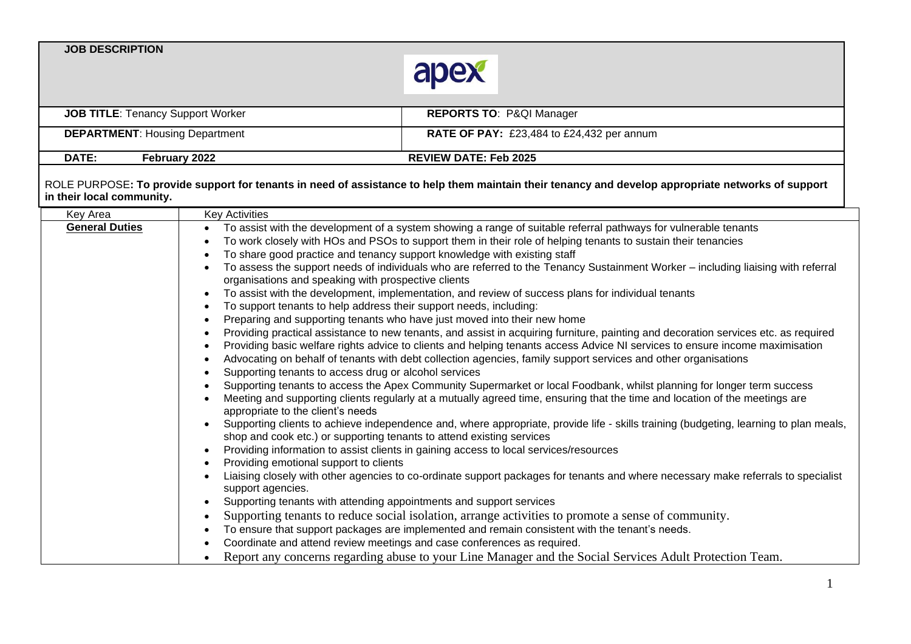**JOB DESCRIPTION**

apex

| | |
|---|---|
| **JOB TITLE**: Tenancy Support Worker | **REPORTS TO**: P&QI Manager |
| **DEPARTMENT**: Housing Department | **RATE OF PAY:** £23,484 to £24,432 per annum |
| **DATE:** February 2022 | **REVIEW DATE: Feb 2025** |

ROLE PURPOSE**: To provide support for tenants in need of assistance to help them maintain their tenancy and develop appropriate networks of support in their local community.**

| Key Area | Key Activities |
|---|---|
| **General Duties** | • To assist with the development of a system showing a range of suitable referral pathways for vulnerable tenants<br>• To work closely with HOs and PSOs to support them in their role of helping tenants to sustain their tenancies<br>• To share good practice and tenancy support knowledge with existing staff<br>• To assess the support needs of individuals who are referred to the Tenancy Sustainment Worker – including liaising with referral organisations and speaking with prospective clients<br>• To assist with the development, implementation, and review of success plans for individual tenants<br>• To support tenants to help address their support needs, including:<br>• Preparing and supporting tenants who have just moved into their new home<br>• Providing practical assistance to new tenants, and assist in acquiring furniture, painting and decoration services etc. as required<br>• Providing basic welfare rights advice to clients and helping tenants access Advice NI services to ensure income maximisation<br>• Advocating on behalf of tenants with debt collection agencies, family support services and other organisations<br>• Supporting tenants to access drug or alcohol services<br>• Supporting tenants to access the Apex Community Supermarket or local Foodbank, whilst planning for longer term success<br>• Meeting and supporting clients regularly at a mutually agreed time, ensuring that the time and location of the meetings are appropriate to the client's needs<br>• Supporting clients to achieve independence and, where appropriate, provide life - skills training (budgeting, learning to plan meals, shop and cook etc.) or supporting tenants to attend existing services<br>• Providing information to assist clients in gaining access to local services/resources<br>• Providing emotional support to clients<br>• Liaising closely with other agencies to co-ordinate support packages for tenants and where necessary make referrals to specialist support agencies.<br>• Supporting tenants with attending appointments and support services<br>• Supporting tenants to reduce social isolation, arrange activities to promote a sense of community.<br>• To ensure that support packages are implemented and remain consistent with the tenant's needs.<br>• Coordinate and attend review meetings and case conferences as required.<br>• Report any concerns regarding abuse to your Line Manager and the Social Services Adult Protection Team. |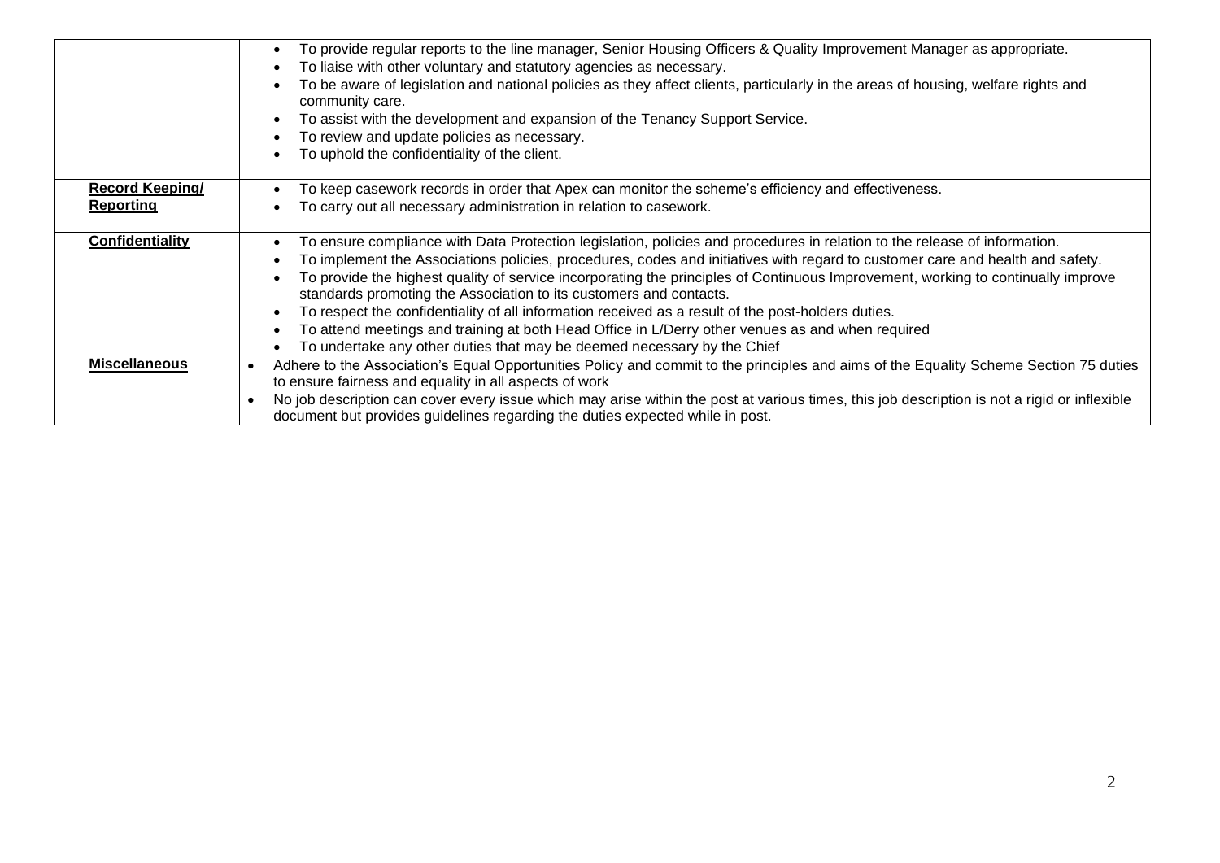| | |
|---|---|
| | • To provide regular reports to the line manager, Senior Housing Officers & Quality Improvement Manager as appropriate.<br>• To liaise with other voluntary and statutory agencies as necessary.<br>• To be aware of legislation and national policies as they affect clients, particularly in the areas of housing, welfare rights and community care.<br>• To assist with the development and expansion of the Tenancy Support Service.<br>• To review and update policies as necessary.<br>• To uphold the confidentiality of the client. |
| **Record Keeping/ Reporting** | • To keep casework records in order that Apex can monitor the scheme's efficiency and effectiveness.<br>• To carry out all necessary administration in relation to casework. |
| **Confidentiality** | • To ensure compliance with Data Protection legislation, policies and procedures in relation to the release of information.<br>• To implement the Associations policies, procedures, codes and initiatives with regard to customer care and health and safety.<br>• To provide the highest quality of service incorporating the principles of Continuous Improvement, working to continually improve standards promoting the Association to its customers and contacts.<br>• To respect the confidentiality of all information received as a result of the post-holders duties.<br>• To attend meetings and training at both Head Office in L/Derry other venues as and when required<br>• To undertake any other duties that may be deemed necessary by the Chief |
| **Miscellaneous** | • Adhere to the Association's Equal Opportunities Policy and commit to the principles and aims of the Equality Scheme Section 75 duties to ensure fairness and equality in all aspects of work<br>• No job description can cover every issue which may arise within the post at various times, this job description is not a rigid or inflexible document but provides guidelines regarding the duties expected while in post. |